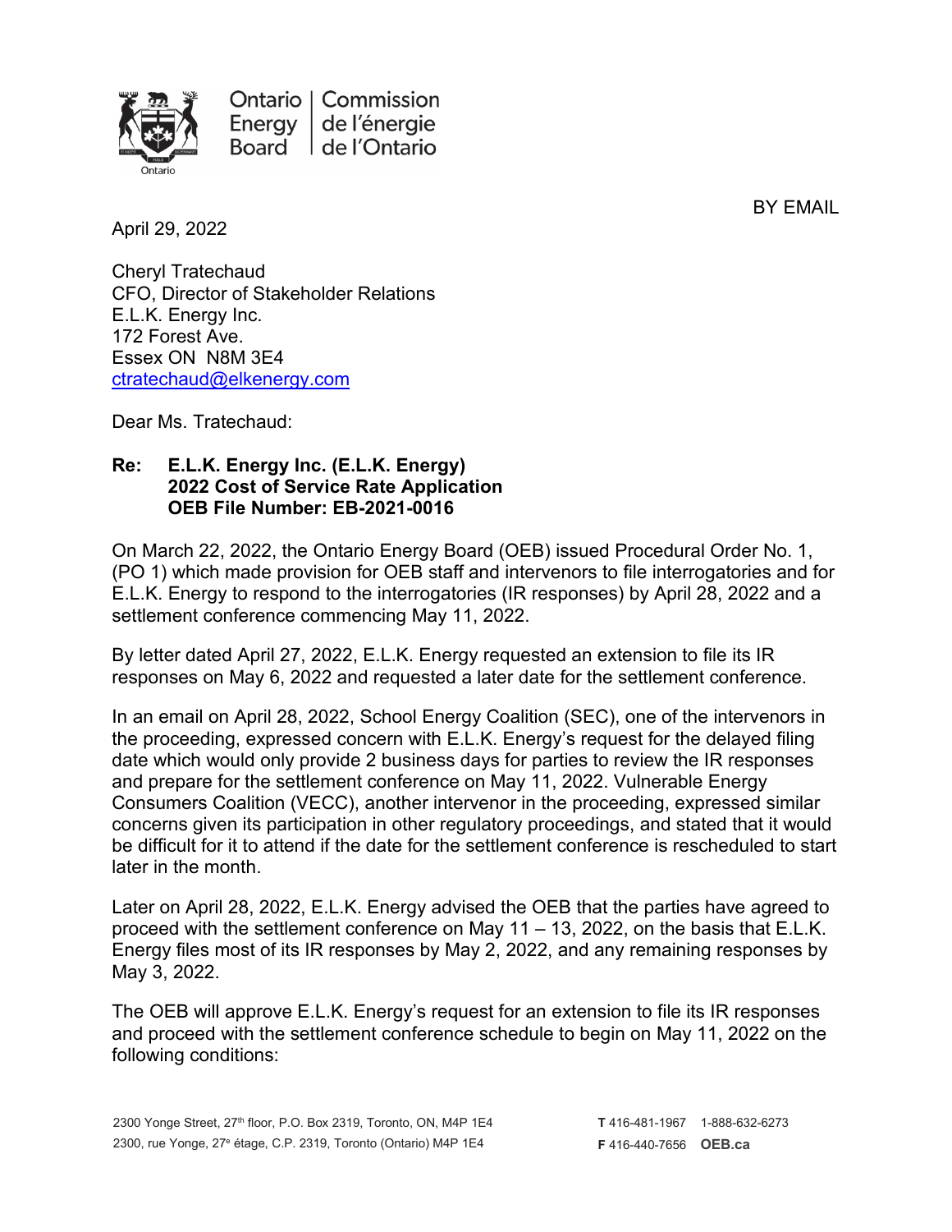Ontario Energy Board | Commission de l'énergie de l'Ontario

BY EMAIL

April 29, 2022

Cheryl Tratechaud
CFO, Director of Stakeholder Relations
E.L.K. Energy Inc.
172 Forest Ave.
Essex ON N8M 3E4
ctratechaud@elkenergy.com

Dear Ms. Tratechaud:

**Re: E.L.K. Energy Inc. (E.L.K. Energy)**
**2022 Cost of Service Rate Application**
**OEB File Number: EB-2021-0016**

On March 22, 2022, the Ontario Energy Board (OEB) issued Procedural Order No. 1, (PO 1) which made provision for OEB staff and intervenors to file interrogatories and for E.L.K. Energy to respond to the interrogatories (IR responses) by April 28, 2022 and a settlement conference commencing May 11, 2022.

By letter dated April 27, 2022, E.L.K. Energy requested an extension to file its IR responses on May 6, 2022 and requested a later date for the settlement conference.

In an email on April 28, 2022, School Energy Coalition (SEC), one of the intervenors in the proceeding, expressed concern with E.L.K. Energy's request for the delayed filing date which would only provide 2 business days for parties to review the IR responses and prepare for the settlement conference on May 11, 2022. Vulnerable Energy Consumers Coalition (VECC), another intervenor in the proceeding, expressed similar concerns given its participation in other regulatory proceedings, and stated that it would be difficult for it to attend if the date for the settlement conference is rescheduled to start later in the month.

Later on April 28, 2022, E.L.K. Energy advised the OEB that the parties have agreed to proceed with the settlement conference on May 11 – 13, 2022, on the basis that E.L.K. Energy files most of its IR responses by May 2, 2022, and any remaining responses by May 3, 2022.

The OEB will approve E.L.K. Energy's request for an extension to file its IR responses and proceed with the settlement conference schedule to begin on May 11, 2022 on the following conditions: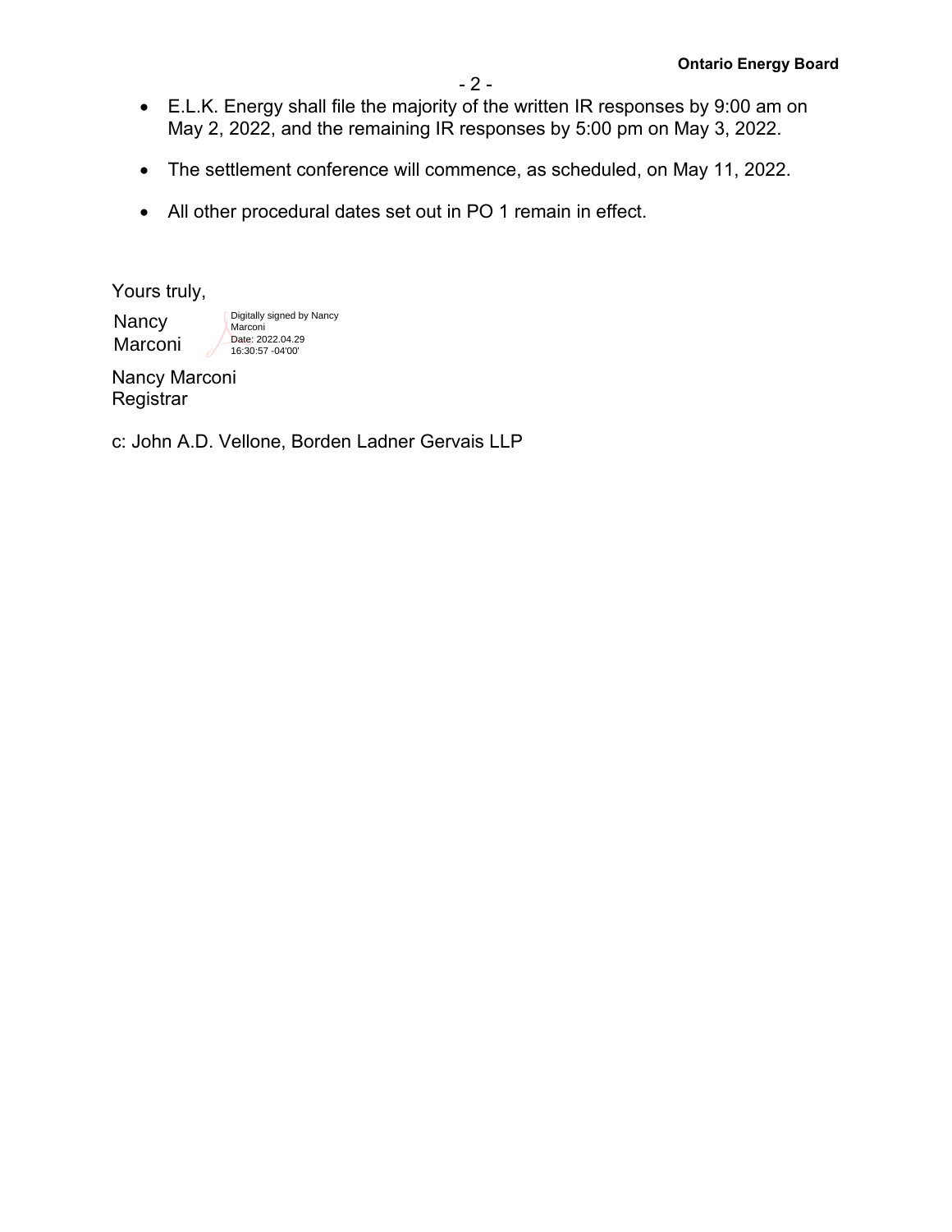- E.L.K. Energy shall file the majority of the written IR responses by 9:00 am on May 2, 2022, and the remaining IR responses by 5:00 pm on May 3, 2022.
- The settlement conference will commence, as scheduled, on May 11, 2022.
- All other procedural dates set out in PO 1 remain in effect.

Yours truly,

Nancy Marconi

Digitally signed by Nancy Marconi
Date: 2022.04.29 16:30:57 -04'00'

Nancy Marconi
Registrar

c: John A.D. Vellone, Borden Ladner Gervais LLP